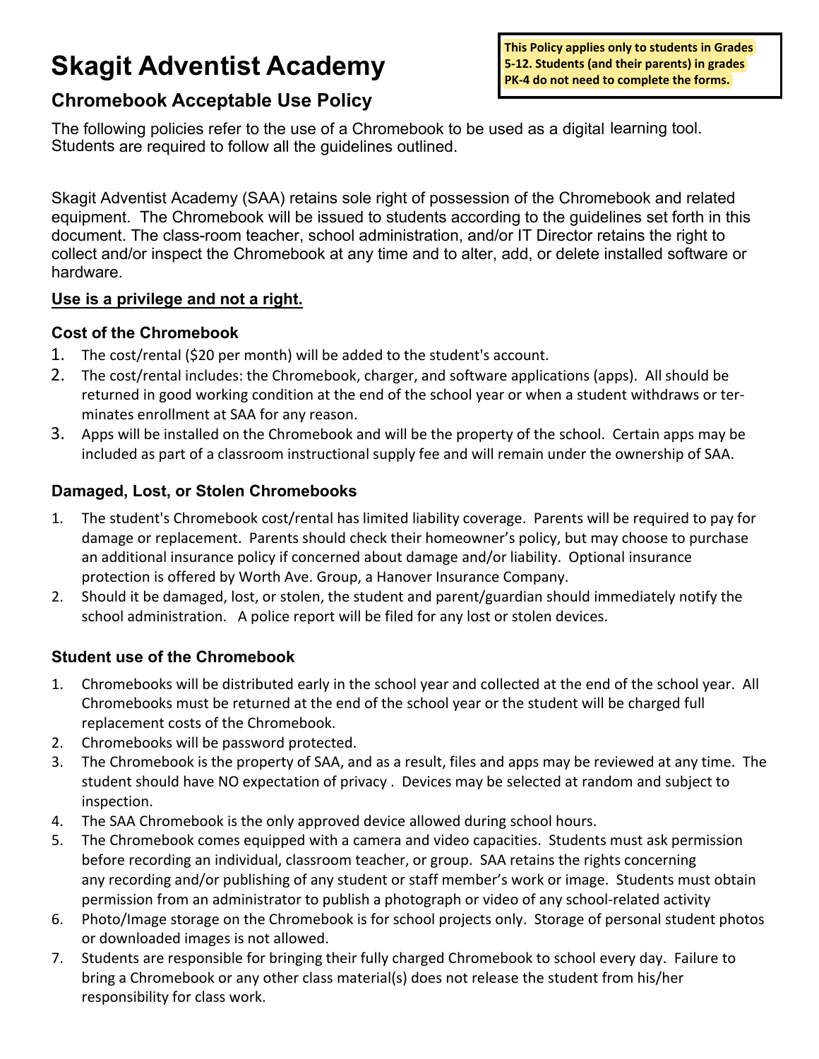# Skagit Adventist Academy

**This Policy applies only to students in Grades 5-12. Students (and their parents) in grades PK-4 do not need to complete the forms.**

## Chromebook Acceptable Use Policy

The following policies refer to the use of a Chromebook to be used as a digital learning tool. Students are required to follow all the guidelines outlined.

Skagit Adventist Academy (SAA) retains sole right of possession of the Chromebook and related equipment. The Chromebook will be issued to students according to the guidelines set forth in this document. The class-room teacher, school administration, and/or IT Director retains the right to collect and/or inspect the Chromebook at any time and to alter, add, or delete installed software or hardware.

**<u>Use is a privilege and not a right.</u>**

### Cost of the Chromebook

1. The cost/rental ($20 per month) will be added to the student's account.
2. The cost/rental includes: the Chromebook, charger, and software applications (apps). All should be returned in good working condition at the end of the school year or when a student withdraws or terminates enrollment at SAA for any reason.
3. Apps will be installed on the Chromebook and will be the property of the school. Certain apps may be included as part of a classroom instructional supply fee and will remain under the ownership of SAA.

### Damaged, Lost, or Stolen Chromebooks

1. The student's Chromebook cost/rental has limited liability coverage. Parents will be required to pay for damage or replacement. Parents should check their homeowner's policy, but may choose to purchase an additional insurance policy if concerned about damage and/or liability. Optional insurance protection is offered by Worth Ave. Group, a Hanover Insurance Company.
2. Should it be damaged, lost, or stolen, the student and parent/guardian should immediately notify the school administration. A police report will be filed for any lost or stolen devices.

### Student use of the Chromebook

1. Chromebooks will be distributed early in the school year and collected at the end of the school year. All Chromebooks must be returned at the end of the school year or the student will be charged full replacement costs of the Chromebook.
2. Chromebooks will be password protected.
3. The Chromebook is the property of SAA, and as a result, files and apps may be reviewed at any time. The student should have NO expectation of privacy . Devices may be selected at random and subject to inspection.
4. The SAA Chromebook is the only approved device allowed during school hours.
5. The Chromebook comes equipped with a camera and video capacities. Students must ask permission before recording an individual, classroom teacher, or group. SAA retains the rights concerning any recording and/or publishing of any student or staff member's work or image. Students must obtain permission from an administrator to publish a photograph or video of any school-related activity
6. Photo/Image storage on the Chromebook is for school projects only. Storage of personal student photos or downloaded images is not allowed.
7. Students are responsible for bringing their fully charged Chromebook to school every day. Failure to bring a Chromebook or any other class material(s) does not release the student from his/her responsibility for class work.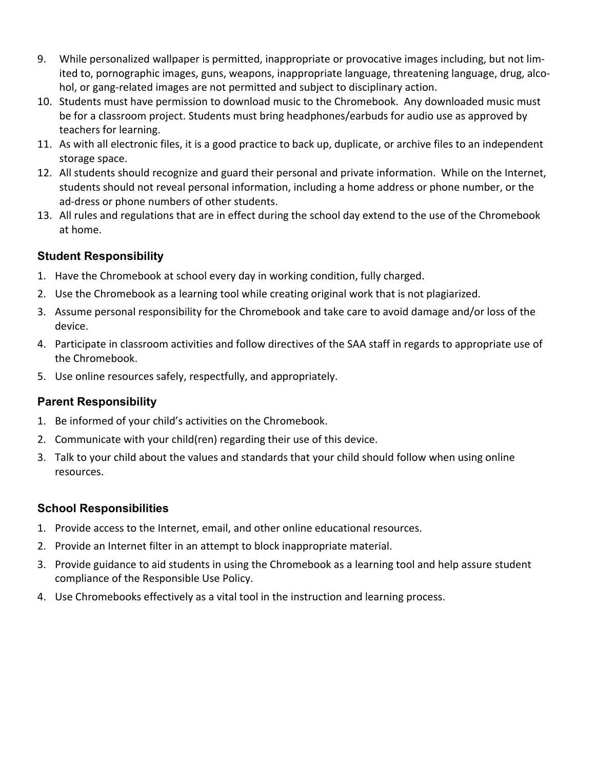9. While personalized wallpaper is permitted, inappropriate or provocative images including, but not limited to, pornographic images, guns, weapons, inappropriate language, threatening language, drug, alcohol, or gang-related images are not permitted and subject to disciplinary action.
10. Students must have permission to download music to the Chromebook. Any downloaded music must be for a classroom project. Students must bring headphones/earbuds for audio use as approved by teachers for learning.
11. As with all electronic files, it is a good practice to back up, duplicate, or archive files to an independent storage space.
12. All students should recognize and guard their personal and private information. While on the Internet, students should not reveal personal information, including a home address or phone number, or the ad-dress or phone numbers of other students.
13. All rules and regulations that are in effect during the school day extend to the use of the Chromebook at home.

### Student Responsibility

1. Have the Chromebook at school every day in working condition, fully charged.
2. Use the Chromebook as a learning tool while creating original work that is not plagiarized.
3. Assume personal responsibility for the Chromebook and take care to avoid damage and/or loss of the device.
4. Participate in classroom activities and follow directives of the SAA staff in regards to appropriate use of the Chromebook.
5. Use online resources safely, respectfully, and appropriately.

### Parent Responsibility

1. Be informed of your child's activities on the Chromebook.
2. Communicate with your child(ren) regarding their use of this device.
3. Talk to your child about the values and standards that your child should follow when using online resources.

### School Responsibilities

1. Provide access to the Internet, email, and other online educational resources.
2. Provide an Internet filter in an attempt to block inappropriate material.
3. Provide guidance to aid students in using the Chromebook as a learning tool and help assure student compliance of the Responsible Use Policy.
4. Use Chromebooks effectively as a vital tool in the instruction and learning process.